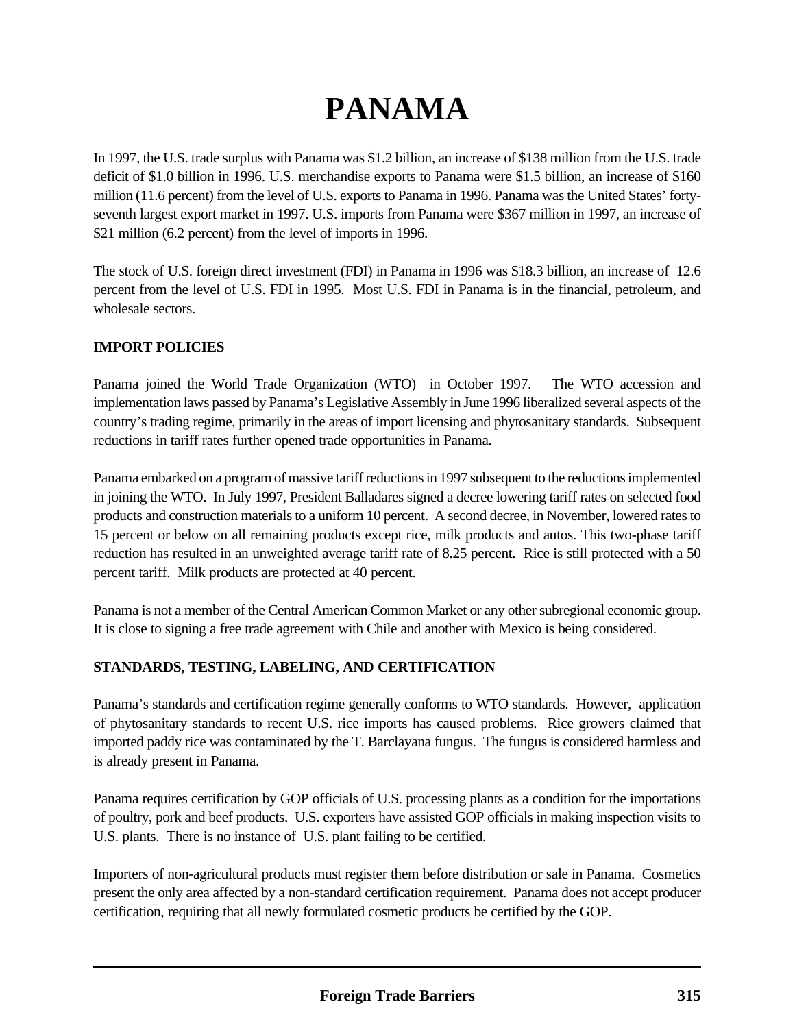# PANAMA

In 1997, the U.S. trade surplus with Panama was $1.2 billion, an increase of $138 million from the U.S. trade deficit of $1.0 billion in 1996. U.S. merchandise exports to Panama were $1.5 billion, an increase of $160 million (11.6 percent) from the level of U.S. exports to Panama in 1996. Panama was the United States' forty-seventh largest export market in 1997. U.S. imports from Panama were $367 million in 1997, an increase of $21 million (6.2 percent) from the level of imports in 1996.

The stock of U.S. foreign direct investment (FDI) in Panama in 1996 was $18.3 billion, an increase of 12.6 percent from the level of U.S. FDI in 1995. Most U.S. FDI in Panama is in the financial, petroleum, and wholesale sectors.

## IMPORT POLICIES

Panama joined the World Trade Organization (WTO) in October 1997. The WTO accession and implementation laws passed by Panama's Legislative Assembly in June 1996 liberalized several aspects of the country's trading regime, primarily in the areas of import licensing and phytosanitary standards. Subsequent reductions in tariff rates further opened trade opportunities in Panama.

Panama embarked on a program of massive tariff reductions in 1997 subsequent to the reductions implemented in joining the WTO. In July 1997, President Balladares signed a decree lowering tariff rates on selected food products and construction materials to a uniform 10 percent. A second decree, in November, lowered rates to 15 percent or below on all remaining products except rice, milk products and autos. This two-phase tariff reduction has resulted in an unweighted average tariff rate of 8.25 percent. Rice is still protected with a 50 percent tariff. Milk products are protected at 40 percent.

Panama is not a member of the Central American Common Market or any other subregional economic group. It is close to signing a free trade agreement with Chile and another with Mexico is being considered.

## STANDARDS, TESTING, LABELING, AND CERTIFICATION

Panama's standards and certification regime generally conforms to WTO standards. However, application of phytosanitary standards to recent U.S. rice imports has caused problems. Rice growers claimed that imported paddy rice was contaminated by the T. Barclayana fungus. The fungus is considered harmless and is already present in Panama.

Panama requires certification by GOP officials of U.S. processing plants as a condition for the importations of poultry, pork and beef products. U.S. exporters have assisted GOP officials in making inspection visits to U.S. plants. There is no instance of U.S. plant failing to be certified.

Importers of non-agricultural products must register them before distribution or sale in Panama. Cosmetics present the only area affected by a non-standard certification requirement. Panama does not accept producer certification, requiring that all newly formulated cosmetic products be certified by the GOP.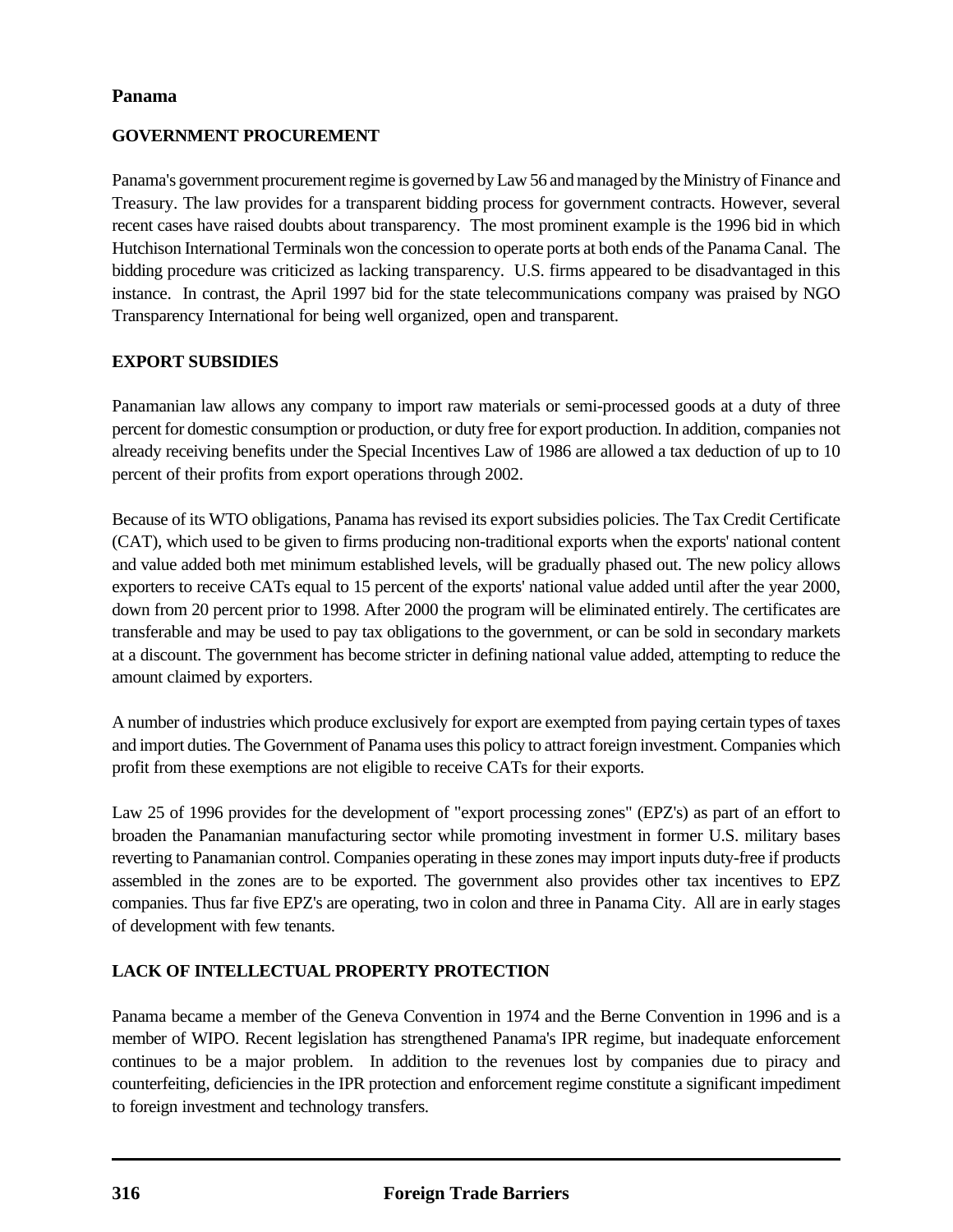## Panama

### GOVERNMENT PROCUREMENT

Panama's government procurement regime is governed by Law 56 and managed by the Ministry of Finance and Treasury. The law provides for a transparent bidding process for government contracts. However, several recent cases have raised doubts about transparency. The most prominent example is the 1996 bid in which Hutchison International Terminals won the concession to operate ports at both ends of the Panama Canal. The bidding procedure was criticized as lacking transparency. U.S. firms appeared to be disadvantaged in this instance. In contrast, the April 1997 bid for the state telecommunications company was praised by NGO Transparency International for being well organized, open and transparent.

### EXPORT SUBSIDIES

Panamanian law allows any company to import raw materials or semi-processed goods at a duty of three percent for domestic consumption or production, or duty free for export production. In addition, companies not already receiving benefits under the Special Incentives Law of 1986 are allowed a tax deduction of up to 10 percent of their profits from export operations through 2002.

Because of its WTO obligations, Panama has revised its export subsidies policies. The Tax Credit Certificate (CAT), which used to be given to firms producing non-traditional exports when the exports' national content and value added both met minimum established levels, will be gradually phased out. The new policy allows exporters to receive CATs equal to 15 percent of the exports' national value added until after the year 2000, down from 20 percent prior to 1998. After 2000 the program will be eliminated entirely. The certificates are transferable and may be used to pay tax obligations to the government, or can be sold in secondary markets at a discount. The government has become stricter in defining national value added, attempting to reduce the amount claimed by exporters.

A number of industries which produce exclusively for export are exempted from paying certain types of taxes and import duties. The Government of Panama uses this policy to attract foreign investment. Companies which profit from these exemptions are not eligible to receive CATs for their exports.

Law 25 of 1996 provides for the development of "export processing zones" (EPZ's) as part of an effort to broaden the Panamanian manufacturing sector while promoting investment in former U.S. military bases reverting to Panamanian control. Companies operating in these zones may import inputs duty-free if products assembled in the zones are to be exported. The government also provides other tax incentives to EPZ companies. Thus far five EPZ's are operating, two in colon and three in Panama City. All are in early stages of development with few tenants.

### LACK OF INTELLECTUAL PROPERTY PROTECTION

Panama became a member of the Geneva Convention in 1974 and the Berne Convention in 1996 and is a member of WIPO. Recent legislation has strengthened Panama's IPR regime, but inadequate enforcement continues to be a major problem. In addition to the revenues lost by companies due to piracy and counterfeiting, deficiencies in the IPR protection and enforcement regime constitute a significant impediment to foreign investment and technology transfers.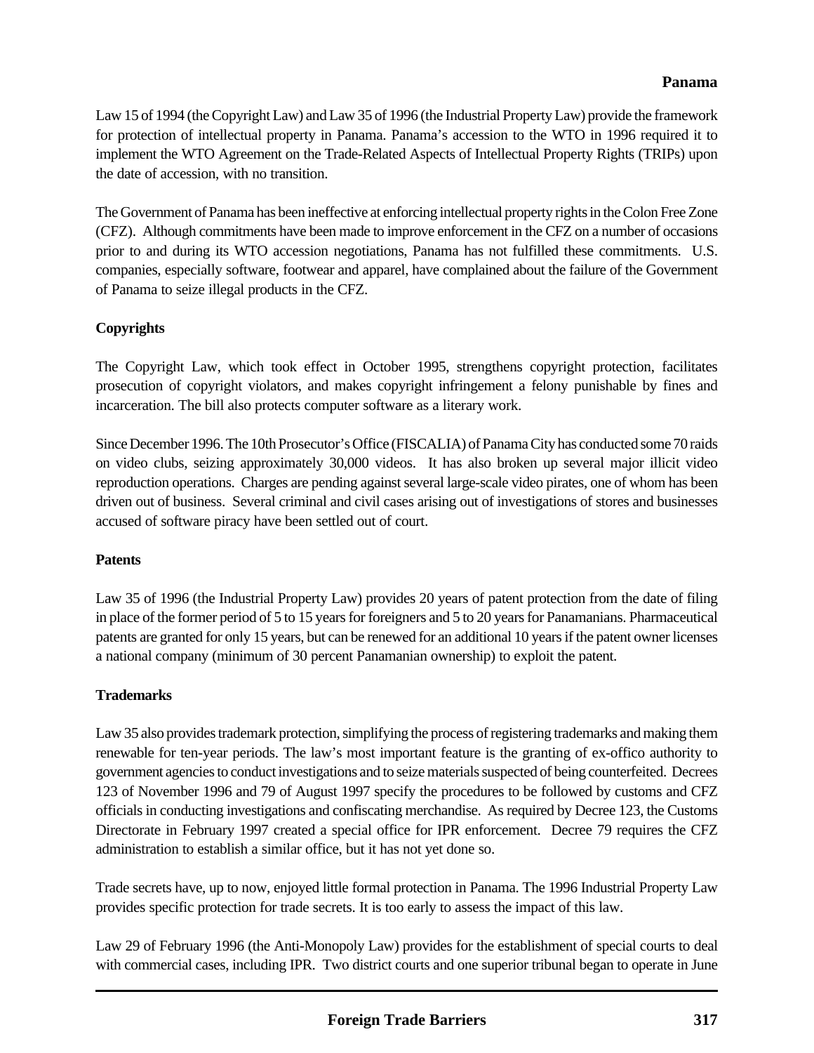Law 15 of 1994 (the Copyright Law) and Law 35 of 1996 (the Industrial Property Law) provide the framework for protection of intellectual property in Panama. Panama's accession to the WTO in 1996 required it to implement the WTO Agreement on the Trade-Related Aspects of Intellectual Property Rights (TRIPs) upon the date of accession, with no transition.

The Government of Panama has been ineffective at enforcing intellectual property rights in the Colon Free Zone (CFZ). Although commitments have been made to improve enforcement in the CFZ on a number of occasions prior to and during its WTO accession negotiations, Panama has not fulfilled these commitments. U.S. companies, especially software, footwear and apparel, have complained about the failure of the Government of Panama to seize illegal products in the CFZ.

**Copyrights**

The Copyright Law, which took effect in October 1995, strengthens copyright protection, facilitates prosecution of copyright violators, and makes copyright infringement a felony punishable by fines and incarceration. The bill also protects computer software as a literary work.

Since December 1996. The 10th Prosecutor's Office (FISCALIA) of Panama City has conducted some 70 raids on video clubs, seizing approximately 30,000 videos. It has also broken up several major illicit video reproduction operations. Charges are pending against several large-scale video pirates, one of whom has been driven out of business. Several criminal and civil cases arising out of investigations of stores and businesses accused of software piracy have been settled out of court.

**Patents**

Law 35 of 1996 (the Industrial Property Law) provides 20 years of patent protection from the date of filing in place of the former period of 5 to 15 years for foreigners and 5 to 20 years for Panamanians. Pharmaceutical patents are granted for only 15 years, but can be renewed for an additional 10 years if the patent owner licenses a national company (minimum of 30 percent Panamanian ownership) to exploit the patent.

**Trademarks**

Law 35 also provides trademark protection, simplifying the process of registering trademarks and making them renewable for ten-year periods. The law's most important feature is the granting of ex-offico authority to government agencies to conduct investigations and to seize materials suspected of being counterfeited. Decrees 123 of November 1996 and 79 of August 1997 specify the procedures to be followed by customs and CFZ officials in conducting investigations and confiscating merchandise. As required by Decree 123, the Customs Directorate in February 1997 created a special office for IPR enforcement. Decree 79 requires the CFZ administration to establish a similar office, but it has not yet done so.

Trade secrets have, up to now, enjoyed little formal protection in Panama. The 1996 Industrial Property Law provides specific protection for trade secrets. It is too early to assess the impact of this law.

Law 29 of February 1996 (the Anti-Monopoly Law) provides for the establishment of special courts to deal with commercial cases, including IPR. Two district courts and one superior tribunal began to operate in June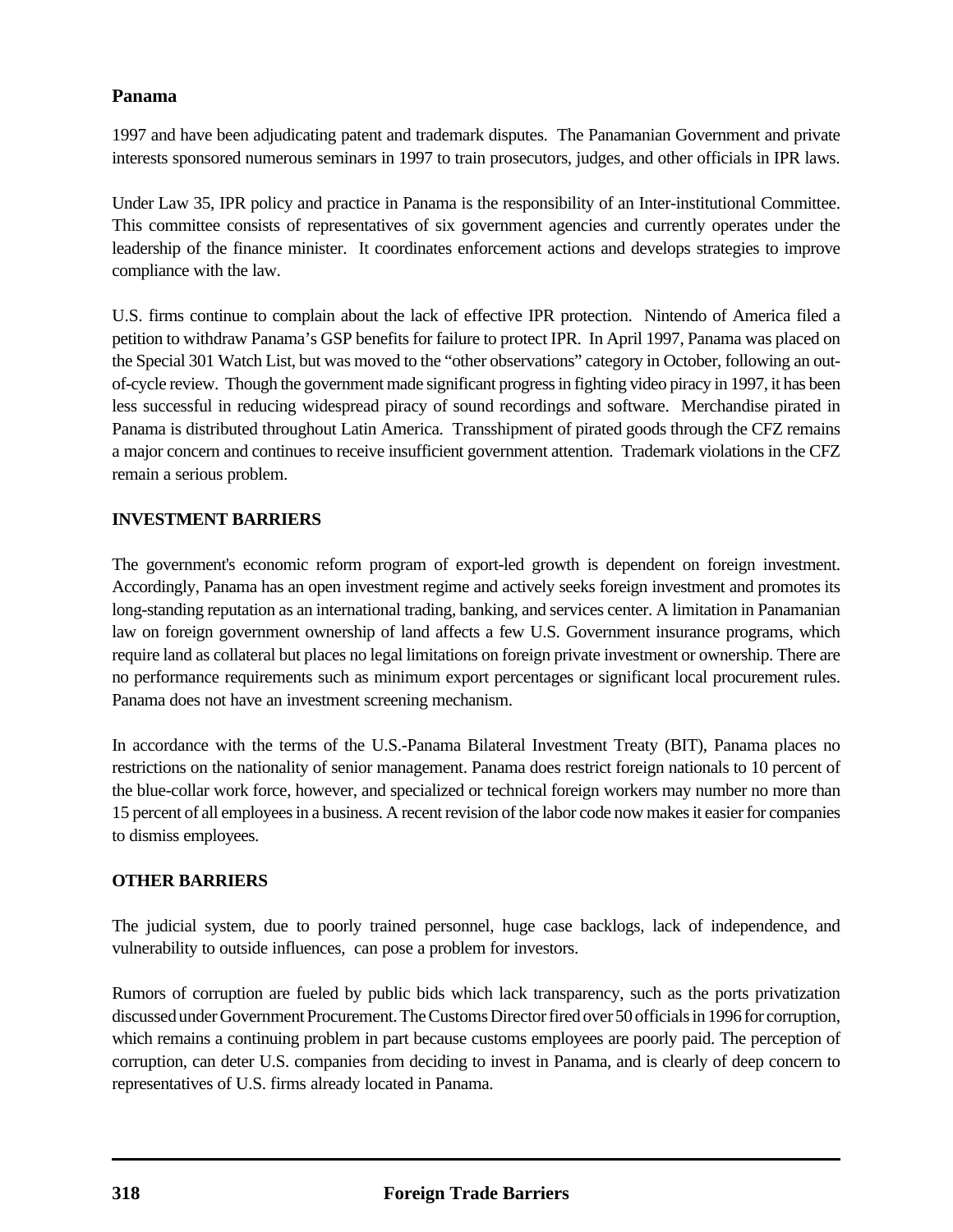1997 and have been adjudicating patent and trademark disputes. The Panamanian Government and private interests sponsored numerous seminars in 1997 to train prosecutors, judges, and other officials in IPR laws.

Under Law 35, IPR policy and practice in Panama is the responsibility of an Inter-institutional Committee. This committee consists of representatives of six government agencies and currently operates under the leadership of the finance minister. It coordinates enforcement actions and develops strategies to improve compliance with the law.

U.S. firms continue to complain about the lack of effective IPR protection. Nintendo of America filed a petition to withdraw Panama's GSP benefits for failure to protect IPR. In April 1997, Panama was placed on the Special 301 Watch List, but was moved to the "other observations" category in October, following an out-of-cycle review. Though the government made significant progress in fighting video piracy in 1997, it has been less successful in reducing widespread piracy of sound recordings and software. Merchandise pirated in Panama is distributed throughout Latin America. Transshipment of pirated goods through the CFZ remains a major concern and continues to receive insufficient government attention. Trademark violations in the CFZ remain a serious problem.

## INVESTMENT BARRIERS

The government's economic reform program of export-led growth is dependent on foreign investment. Accordingly, Panama has an open investment regime and actively seeks foreign investment and promotes its long-standing reputation as an international trading, banking, and services center. A limitation in Panamanian law on foreign government ownership of land affects a few U.S. Government insurance programs, which require land as collateral but places no legal limitations on foreign private investment or ownership. There are no performance requirements such as minimum export percentages or significant local procurement rules. Panama does not have an investment screening mechanism.

In accordance with the terms of the U.S.-Panama Bilateral Investment Treaty (BIT), Panama places no restrictions on the nationality of senior management. Panama does restrict foreign nationals to 10 percent of the blue-collar work force, however, and specialized or technical foreign workers may number no more than 15 percent of all employees in a business. A recent revision of the labor code now makes it easier for companies to dismiss employees.

## OTHER BARRIERS

The judicial system, due to poorly trained personnel, huge case backlogs, lack of independence, and vulnerability to outside influences, can pose a problem for investors.

Rumors of corruption are fueled by public bids which lack transparency, such as the ports privatization discussed under Government Procurement. The Customs Director fired over 50 officials in 1996 for corruption, which remains a continuing problem in part because customs employees are poorly paid. The perception of corruption, can deter U.S. companies from deciding to invest in Panama, and is clearly of deep concern to representatives of U.S. firms already located in Panama.